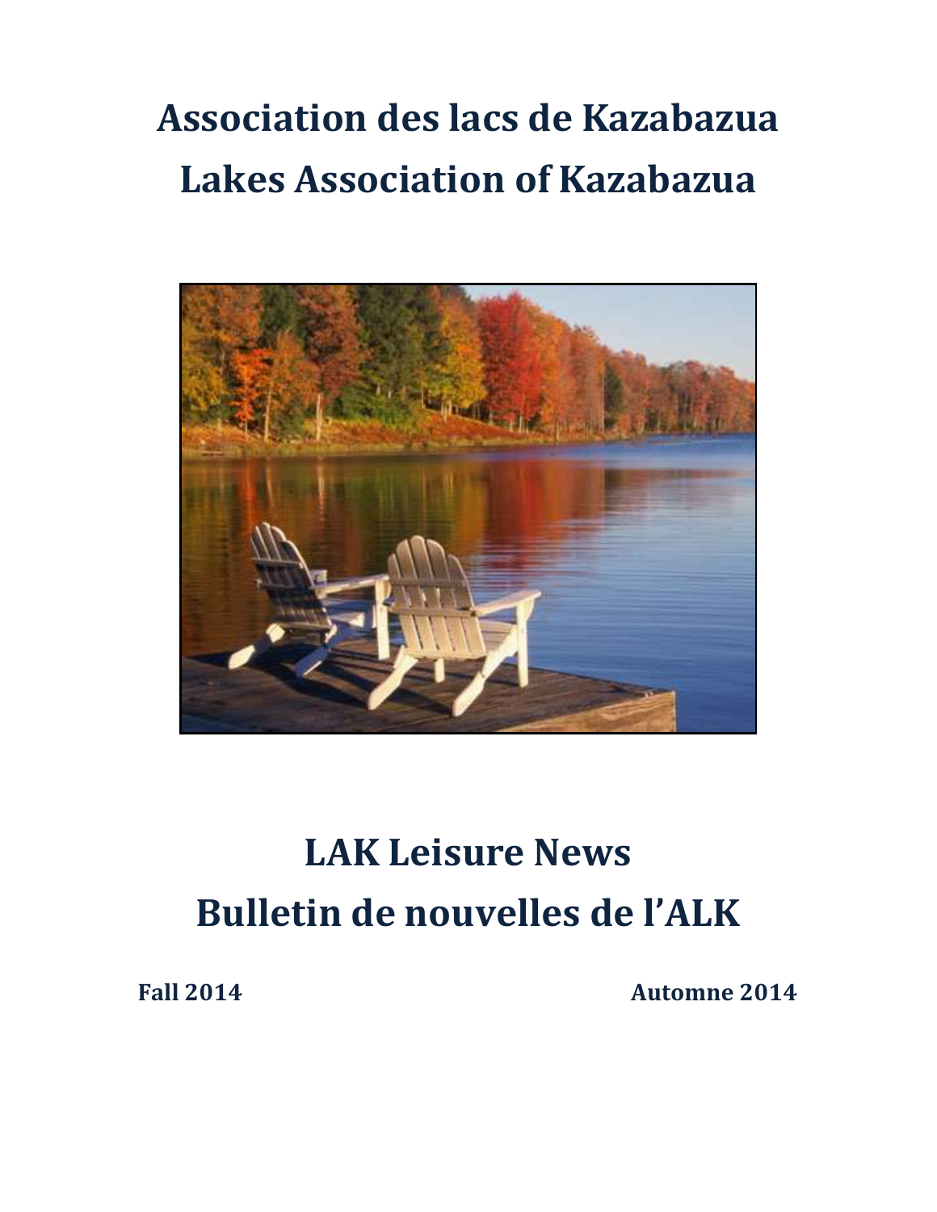# Association des lacs de Kazabazua
# Lakes Association of Kazabazua

# LAK Leisure News
# Bulletin de nouvelles de l'ALK

**Fall 2014** **Automne 2014**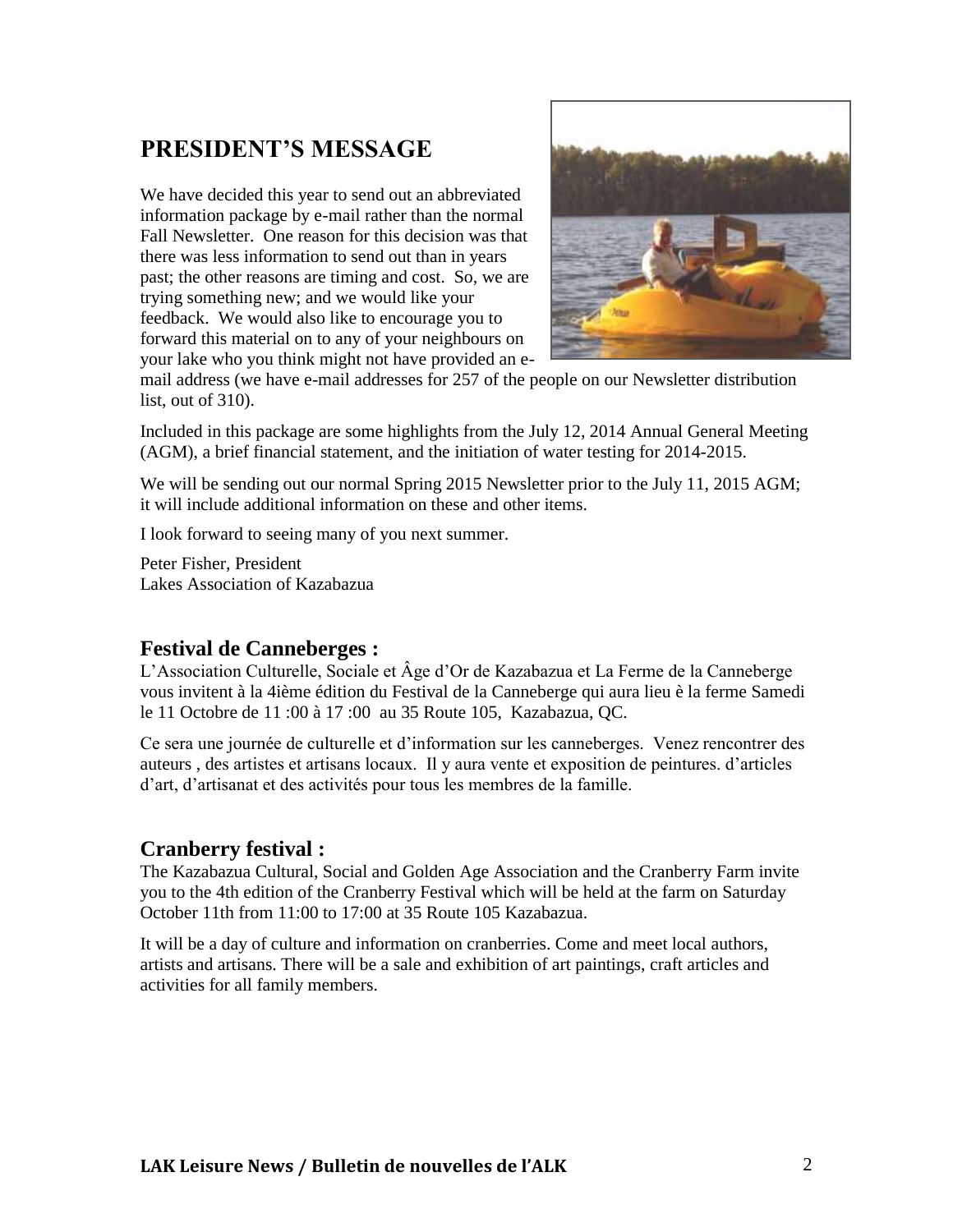## PRESIDENT'S MESSAGE

We have decided this year to send out an abbreviated information package by e-mail rather than the normal Fall Newsletter. One reason for this decision was that there was less information to send out than in years past; the other reasons are timing and cost. So, we are trying something new; and we would like your feedback. We would also like to encourage you to forward this material on to any of your neighbours on your lake who you think might not have provided an e-mail address (we have e-mail addresses for 257 of the people on our Newsletter distribution list, out of 310).

Included in this package are some highlights from the July 12, 2014 Annual General Meeting (AGM), a brief financial statement, and the initiation of water testing for 2014-2015.

We will be sending out our normal Spring 2015 Newsletter prior to the July 11, 2015 AGM; it will include additional information on these and other items.

I look forward to seeing many of you next summer.

Peter Fisher, President
Lakes Association of Kazabazua

### Festival de Canneberges :

L'Association Culturelle, Sociale et Âge d'Or de Kazabazua et La Ferme de la Canneberge vous invitent à la 4ième édition du Festival de la Canneberge qui aura lieu è la ferme Samedi le 11 Octobre de 11 :00 à 17 :00 au 35 Route 105, Kazabazua, QC.

Ce sera une journée de culturelle et d'information sur les canneberges. Venez rencontrer des auteurs , des artistes et artisans locaux. Il y aura vente et exposition de peintures. d'articles d'art, d'artisanat et des activités pour tous les membres de la famille.

### Cranberry festival :

The Kazabazua Cultural, Social and Golden Age Association and the Cranberry Farm invite you to the 4th edition of the Cranberry Festival which will be held at the farm on Saturday October 11th from 11:00 to 17:00 at 35 Route 105 Kazabazua.

It will be a day of culture and information on cranberries. Come and meet local authors, artists and artisans. There will be a sale and exhibition of art paintings, craft articles and activities for all family members.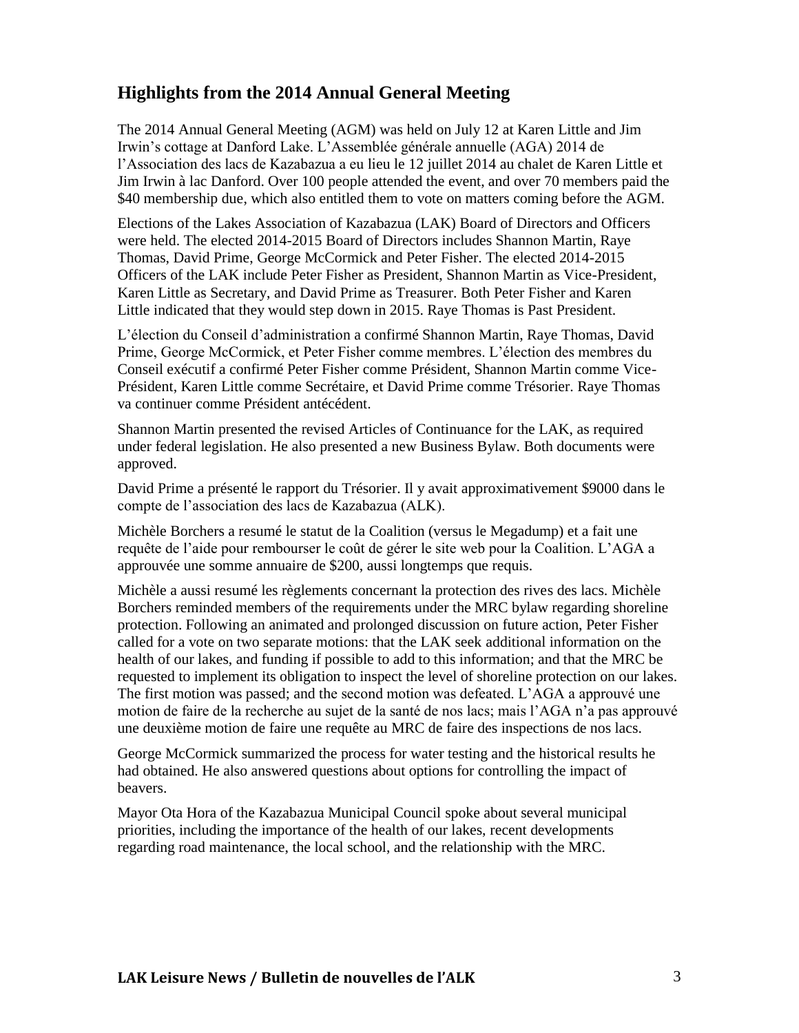## Highlights from the 2014 Annual General Meeting

The 2014 Annual General Meeting (AGM) was held on July 12 at Karen Little and Jim Irwin's cottage at Danford Lake. L'Assemblée générale annuelle (AGA) 2014 de l'Association des lacs de Kazabazua a eu lieu le 12 juillet 2014 au chalet de Karen Little et Jim Irwin à lac Danford. Over 100 people attended the event, and over 70 members paid the $40 membership due, which also entitled them to vote on matters coming before the AGM.

Elections of the Lakes Association of Kazabazua (LAK) Board of Directors and Officers were held. The elected 2014-2015 Board of Directors includes Shannon Martin, Raye Thomas, David Prime, George McCormick and Peter Fisher. The elected 2014-2015 Officers of the LAK include Peter Fisher as President, Shannon Martin as Vice-President, Karen Little as Secretary, and David Prime as Treasurer. Both Peter Fisher and Karen Little indicated that they would step down in 2015. Raye Thomas is Past President.

L'élection du Conseil d'administration a confirmé Shannon Martin, Raye Thomas, David Prime, George McCormick, et Peter Fisher comme membres. L'élection des membres du Conseil exécutif a confirmé Peter Fisher comme Président, Shannon Martin comme Vice-Président, Karen Little comme Secrétaire, et David Prime comme Trésorier. Raye Thomas va continuer comme Président antécédent.

Shannon Martin presented the revised Articles of Continuance for the LAK, as required under federal legislation. He also presented a new Business Bylaw. Both documents were approved.

David Prime a présenté le rapport du Trésorier. Il y avait approximativement $9000 dans le compte de l'association des lacs de Kazabazua (ALK).

Michèle Borchers a resumé le statut de la Coalition (versus le Megadump) et a fait une requête de l'aide pour rembourser le coût de gérer le site web pour la Coalition. L'AGA a approuvée une somme annuaire de $200, aussi longtemps que requis.

Michèle a aussi resumé les règlements concernant la protection des rives des lacs. Michèle Borchers reminded members of the requirements under the MRC bylaw regarding shoreline protection. Following an animated and prolonged discussion on future action, Peter Fisher called for a vote on two separate motions: that the LAK seek additional information on the health of our lakes, and funding if possible to add to this information; and that the MRC be requested to implement its obligation to inspect the level of shoreline protection on our lakes. The first motion was passed; and the second motion was defeated. L'AGA a approuvé une motion de faire de la recherche au sujet de la santé de nos lacs; mais l'AGA n'a pas approuvé une deuxième motion de faire une requête au MRC de faire des inspections de nos lacs.

George McCormick summarized the process for water testing and the historical results he had obtained. He also answered questions about options for controlling the impact of beavers.

Mayor Ota Hora of the Kazabazua Municipal Council spoke about several municipal priorities, including the importance of the health of our lakes, recent developments regarding road maintenance, the local school, and the relationship with the MRC.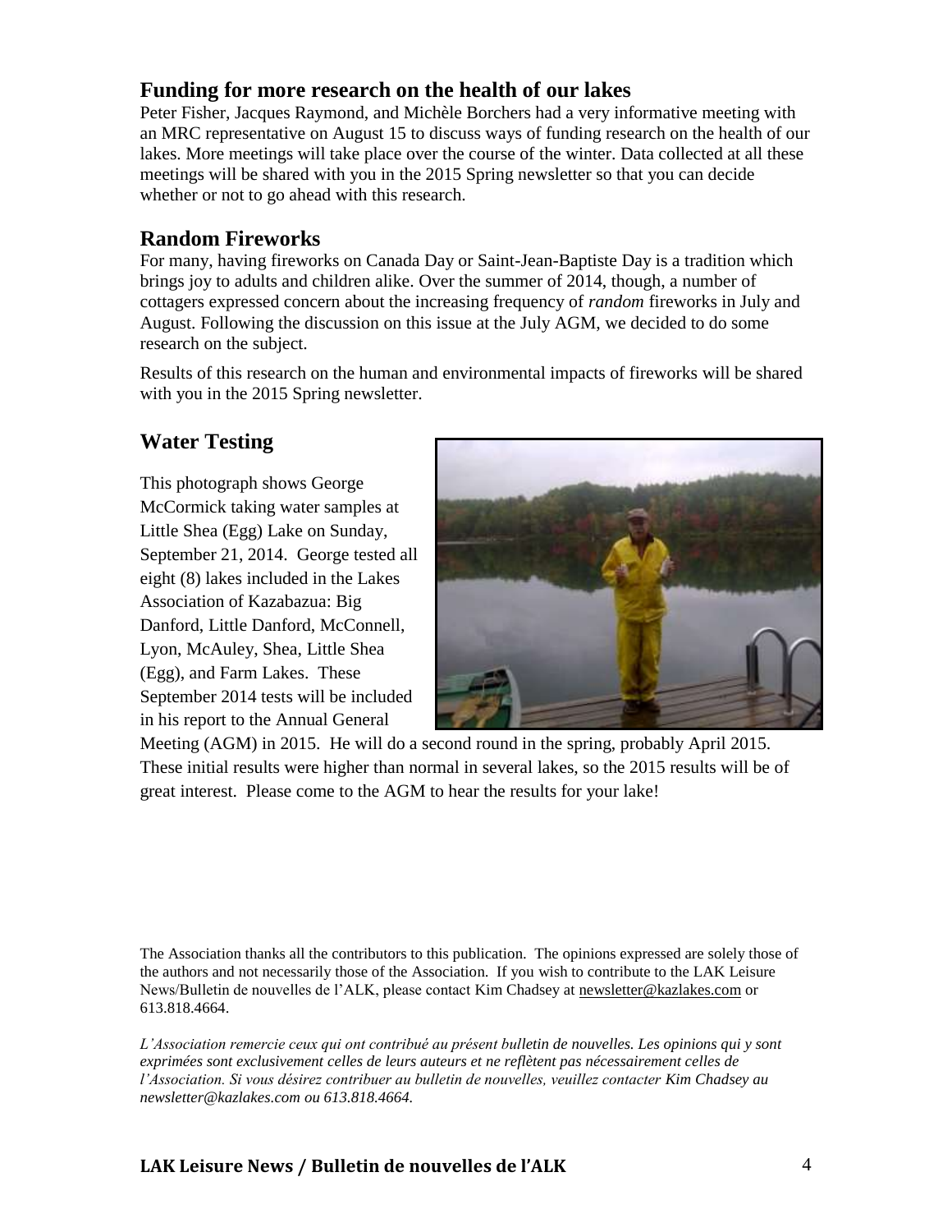## Funding for more research on the health of our lakes

Peter Fisher, Jacques Raymond, and Michèle Borchers had a very informative meeting with an MRC representative on August 15 to discuss ways of funding research on the health of our lakes. More meetings will take place over the course of the winter. Data collected at all these meetings will be shared with you in the 2015 Spring newsletter so that you can decide whether or not to go ahead with this research.

## Random Fireworks

For many, having fireworks on Canada Day or Saint-Jean-Baptiste Day is a tradition which brings joy to adults and children alike. Over the summer of 2014, though, a number of cottagers expressed concern about the increasing frequency of *random* fireworks in July and August. Following the discussion on this issue at the July AGM, we decided to do some research on the subject.

Results of this research on the human and environmental impacts of fireworks will be shared with you in the 2015 Spring newsletter.

## Water Testing

This photograph shows George McCormick taking water samples at Little Shea (Egg) Lake on Sunday, September 21, 2014. George tested all eight (8) lakes included in the Lakes Association of Kazabazua: Big Danford, Little Danford, McConnell, Lyon, McAuley, Shea, Little Shea (Egg), and Farm Lakes. These September 2014 tests will be included in his report to the Annual General Meeting (AGM) in 2015. He will do a second round in the spring, probably April 2015. These initial results were higher than normal in several lakes, so the 2015 results will be of great interest. Please come to the AGM to hear the results for your lake!

The Association thanks all the contributors to this publication. The opinions expressed are solely those of the authors and not necessarily those of the Association. If you wish to contribute to the LAK Leisure News/Bulletin de nouvelles de l'ALK, please contact Kim Chadsey at newsletter@kazlakes.com or 613.818.4664.

*L'Association remercie ceux qui ont contribué au présent bulletin de nouvelles. Les opinions qui y sont exprimées sont exclusivement celles de leurs auteurs et ne reflètent pas nécessairement celles de l'Association. Si vous désirez contribuer au bulletin de nouvelles, veuillez contacter Kim Chadsey au newsletter@kazlakes.com ou 613.818.4664.*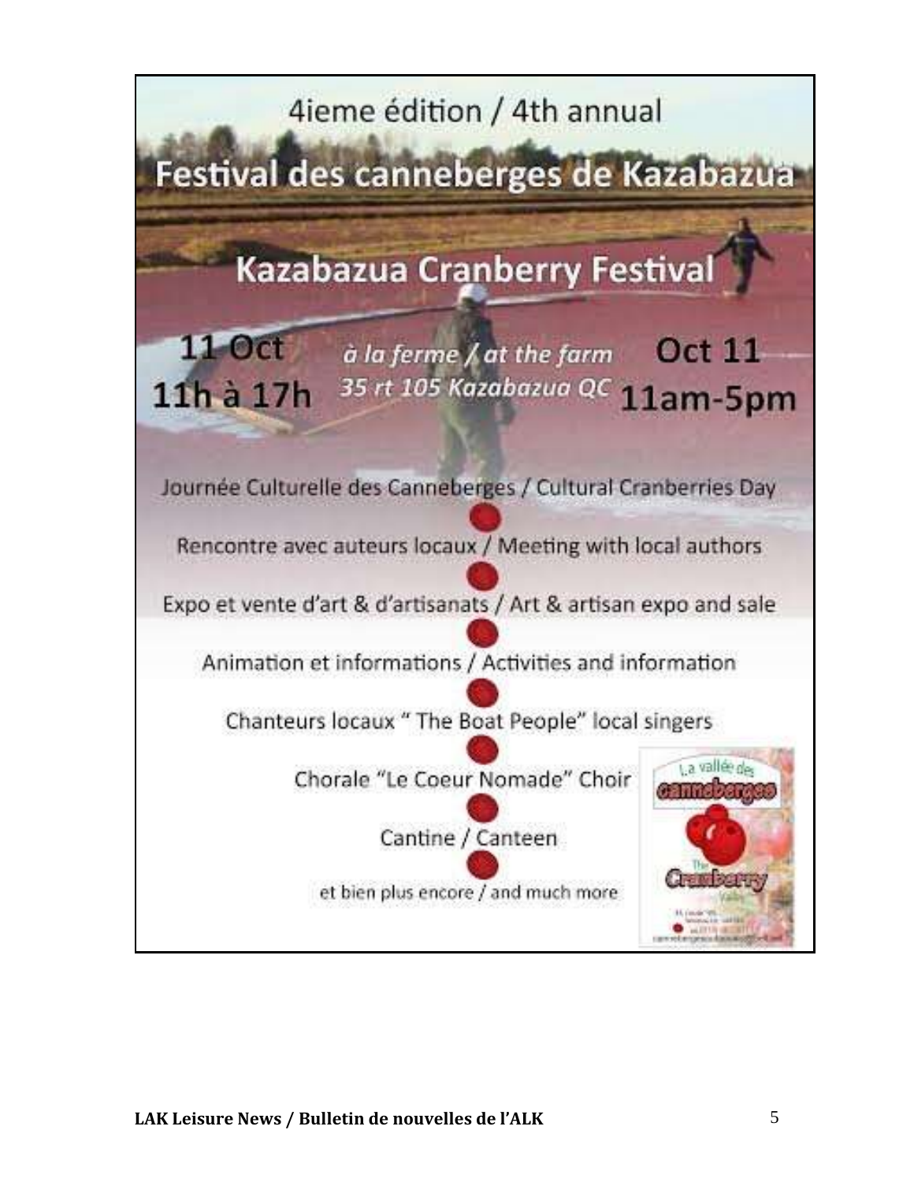4ieme édition / 4th annual

# Festival des canneberges de Kazabazua

# Kazabazua Cranberry Festival

**11 Oct**
**11h à 17h**

*à la ferme / at the farm*
*35 rt 105 Kazabazua QC*

**Oct 11**
**11am-5pm**

Journée Culturelle des Canneberges / Cultural Cranberries Day

Rencontre avec auteurs locaux / Meeting with local authors

Expo et vente d'art & d'artisanats / Art & artisan expo and sale

Animation et informations / Activities and information

Chanteurs locaux " The Boat People" local singers

Chorale "Le Coeur Nomade" Choir

Cantine / Canteen

et bien plus encore / and much more

La vallée des canneberges

The Cranberry Valley